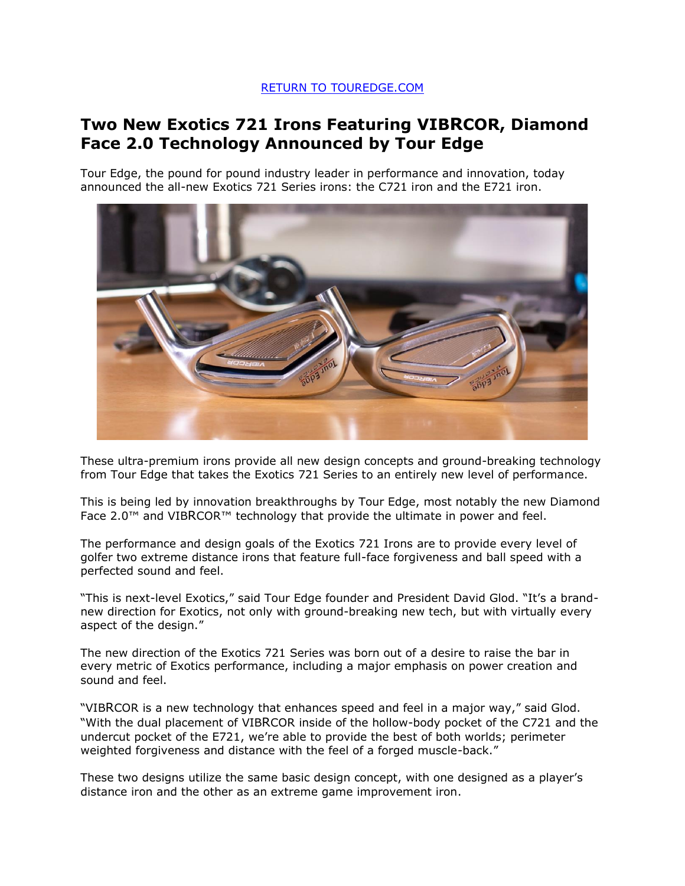[RETURN TO TOUREDGE.COM]

# Two New Exotics 721 Irons Featuring VIBRCOR, Diamond Face 2.0 Technology Announced by Tour Edge

Tour Edge, the pound for pound industry leader in performance and innovation, today announced the all-new Exotics 721 Series irons: the C721 iron and the E721 iron.

These ultra-premium irons provide all new design concepts and ground-breaking technology from Tour Edge that takes the Exotics 721 Series to an entirely new level of performance.

This is being led by innovation breakthroughs by Tour Edge, most notably the new Diamond Face 2.0™ and VIBRCOR™ technology that provide the ultimate in power and feel.

The performance and design goals of the Exotics 721 Irons are to provide every level of golfer two extreme distance irons that feature full-face forgiveness and ball speed with a perfected sound and feel.

"This is next-level Exotics," said Tour Edge founder and President David Glod. "It's a brand-new direction for Exotics, not only with ground-breaking new tech, but with virtually every aspect of the design."

The new direction of the Exotics 721 Series was born out of a desire to raise the bar in every metric of Exotics performance, including a major emphasis on power creation and sound and feel.

"VIBRCOR is a new technology that enhances speed and feel in a major way," said Glod. "With the dual placement of VIBRCOR inside of the hollow-body pocket of the C721 and the undercut pocket of the E721, we're able to provide the best of both worlds; perimeter weighted forgiveness and distance with the feel of a forged muscle-back."

These two designs utilize the same basic design concept, with one designed as a player's distance iron and the other as an extreme game improvement iron.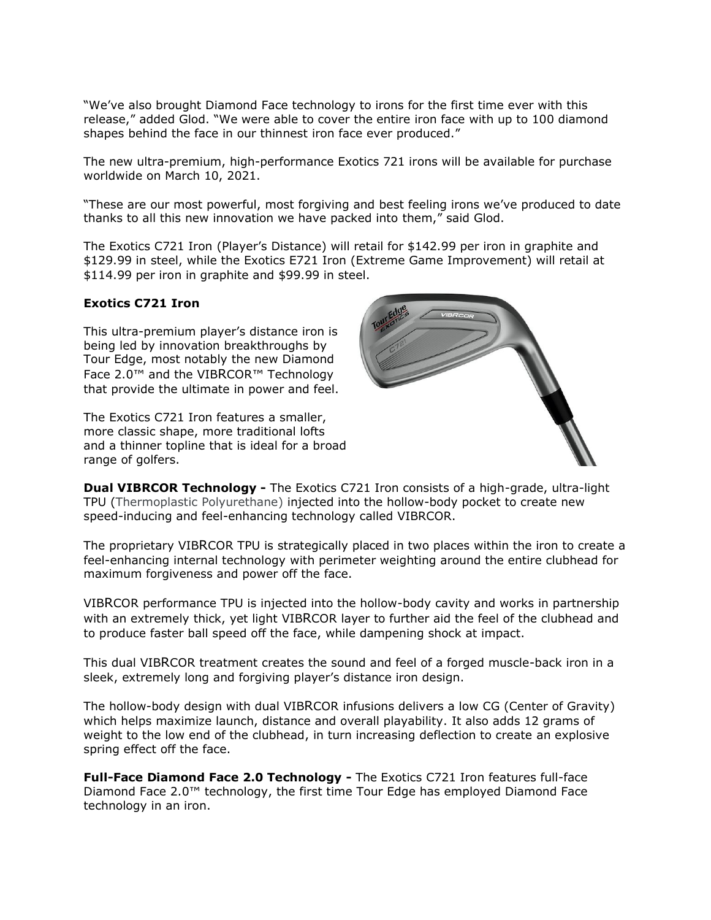"We've also brought Diamond Face technology to irons for the first time ever with this release," added Glod. "We were able to cover the entire iron face with up to 100 diamond shapes behind the face in our thinnest iron face ever produced."

The new ultra-premium, high-performance Exotics 721 irons will be available for purchase worldwide on March 10, 2021.

"These are our most powerful, most forgiving and best feeling irons we've produced to date thanks to all this new innovation we have packed into them," said Glod.

The Exotics C721 Iron (Player's Distance) will retail for $142.99 per iron in graphite and $129.99 in steel, while the Exotics E721 Iron (Extreme Game Improvement) will retail at $114.99 per iron in graphite and $99.99 in steel.

**Exotics C721 Iron**

This ultra-premium player's distance iron is being led by innovation breakthroughs by Tour Edge, most notably the new Diamond Face 2.0™ and the VIBRCOR™ Technology that provide the ultimate in power and feel.

The Exotics C721 Iron features a smaller, more classic shape, more traditional lofts and a thinner topline that is ideal for a broad range of golfers.

**Dual VIBRCOR Technology -** The Exotics C721 Iron consists of a high-grade, ultra-light TPU (Thermoplastic Polyurethane) injected into the hollow-body pocket to create new speed-inducing and feel-enhancing technology called VIBRCOR.

The proprietary VIBRCOR TPU is strategically placed in two places within the iron to create a feel-enhancing internal technology with perimeter weighting around the entire clubhead for maximum forgiveness and power off the face.

VIBRCOR performance TPU is injected into the hollow-body cavity and works in partnership with an extremely thick, yet light VIBRCOR layer to further aid the feel of the clubhead and to produce faster ball speed off the face, while dampening shock at impact.

This dual VIBRCOR treatment creates the sound and feel of a forged muscle-back iron in a sleek, extremely long and forgiving player's distance iron design.

The hollow-body design with dual VIBRCOR infusions delivers a low CG (Center of Gravity) which helps maximize launch, distance and overall playability. It also adds 12 grams of weight to the low end of the clubhead, in turn increasing deflection to create an explosive spring effect off the face.

**Full-Face Diamond Face 2.0 Technology -** The Exotics C721 Iron features full-face Diamond Face 2.0™ technology, the first time Tour Edge has employed Diamond Face technology in an iron.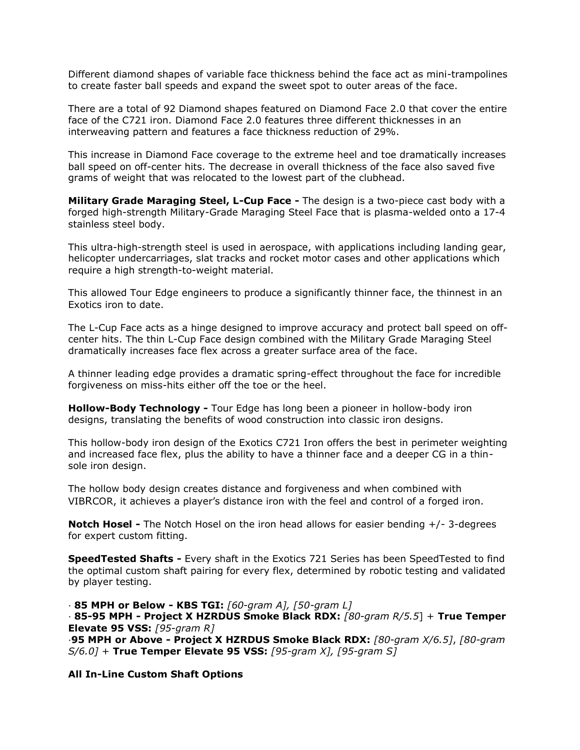Different diamond shapes of variable face thickness behind the face act as mini-trampolines to create faster ball speeds and expand the sweet spot to outer areas of the face.

There are a total of 92 Diamond shapes featured on Diamond Face 2.0 that cover the entire face of the C721 iron. Diamond Face 2.0 features three different thicknesses in an interweaving pattern and features a face thickness reduction of 29%.

This increase in Diamond Face coverage to the extreme heel and toe dramatically increases ball speed on off-center hits. The decrease in overall thickness of the face also saved five grams of weight that was relocated to the lowest part of the clubhead.

**Military Grade Maraging Steel, L-Cup Face -** The design is a two-piece cast body with a forged high-strength Military-Grade Maraging Steel Face that is plasma-welded onto a 17-4 stainless steel body.

This ultra-high-strength steel is used in aerospace, with applications including landing gear, helicopter undercarriages, slat tracks and rocket motor cases and other applications which require a high strength-to-weight material.

This allowed Tour Edge engineers to produce a significantly thinner face, the thinnest in an Exotics iron to date.

The L-Cup Face acts as a hinge designed to improve accuracy and protect ball speed on off-center hits. The thin L-Cup Face design combined with the Military Grade Maraging Steel dramatically increases face flex across a greater surface area of the face.

A thinner leading edge provides a dramatic spring-effect throughout the face for incredible forgiveness on miss-hits either off the toe or the heel.

**Hollow-Body Technology -** Tour Edge has long been a pioneer in hollow-body iron designs, translating the benefits of wood construction into classic iron designs.

This hollow-body iron design of the Exotics C721 Iron offers the best in perimeter weighting and increased face flex, plus the ability to have a thinner face and a deeper CG in a thin-sole iron design.

The hollow body design creates distance and forgiveness and when combined with VIBRCOR, it achieves a player's distance iron with the feel and control of a forged iron.

**Notch Hosel -** The Notch Hosel on the iron head allows for easier bending +/- 3-degrees for expert custom fitting.

**SpeedTested Shafts -** Every shaft in the Exotics 721 Series has been SpeedTested to find the optimal custom shaft pairing for every flex, determined by robotic testing and validated by player testing.

- **85 MPH or Below - KBS TGI:** *[60-gram A], [50-gram L]*
- **85-95 MPH - Project X HZRDUS Smoke Black RDX:** *[80-gram R/5.5]* + **True Temper Elevate 95 VSS:** *[95-gram R]*
- **95 MPH or Above - Project X HZRDUS Smoke Black RDX:** *[80-gram X/6.5]*, *[80-gram S/6.0]* + **True Temper Elevate 95 VSS:** *[95-gram X], [95-gram S]*

**All In-Line Custom Shaft Options**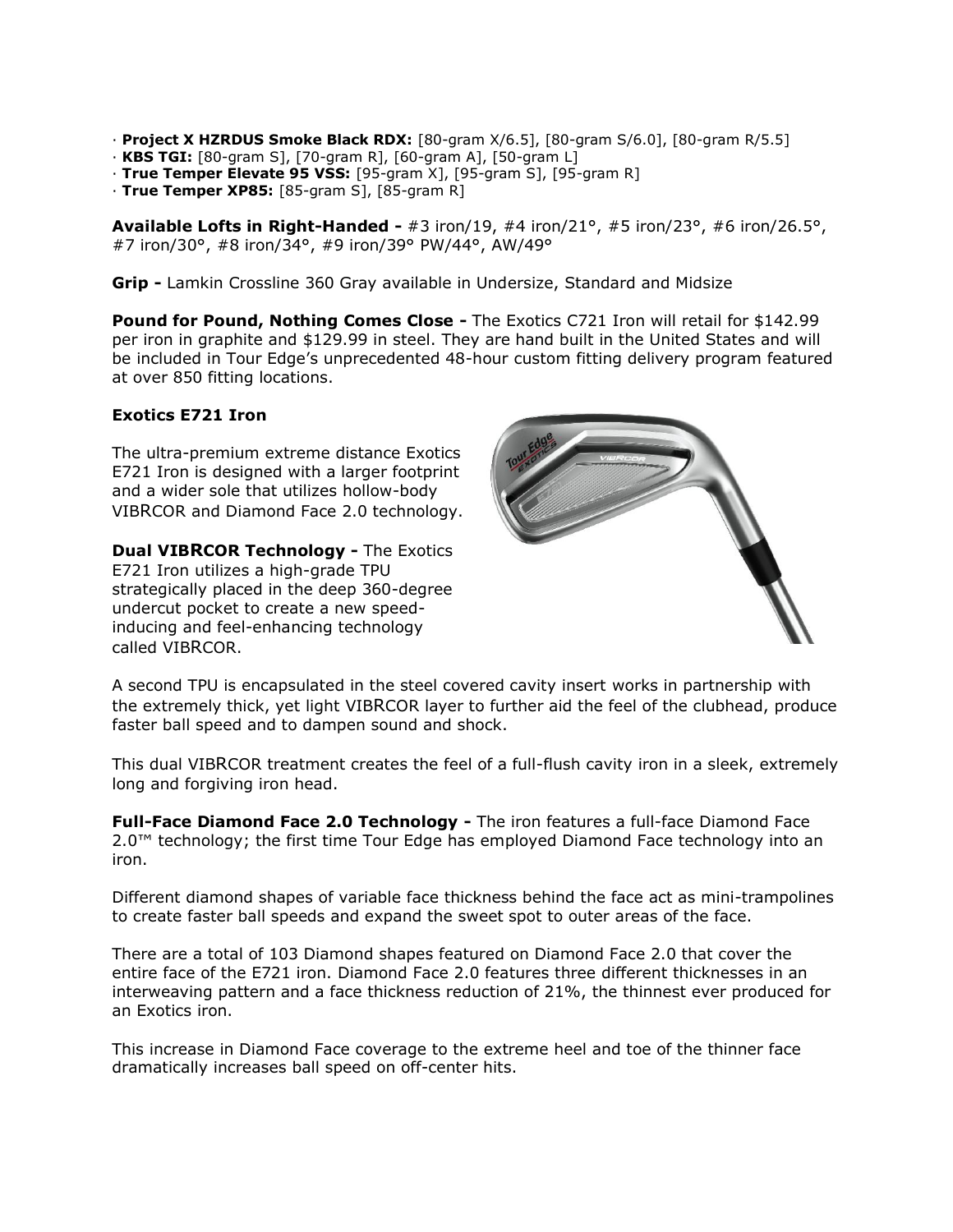· **Project X HZRDUS Smoke Black RDX:** [80-gram X/6.5], [80-gram S/6.0], [80-gram R/5.5]
· **KBS TGI:** [80-gram S], [70-gram R], [60-gram A], [50-gram L]
· **True Temper Elevate 95 VSS:** [95-gram X], [95-gram S], [95-gram R]
· **True Temper XP85:** [85-gram S], [85-gram R]

**Available Lofts in Right-Handed -** #3 iron/19, #4 iron/21°, #5 iron/23°, #6 iron/26.5°, #7 iron/30°, #8 iron/34°, #9 iron/39° PW/44°, AW/49°

**Grip -** Lamkin Crossline 360 Gray available in Undersize, Standard and Midsize

**Pound for Pound, Nothing Comes Close -** The Exotics C721 Iron will retail for $142.99 per iron in graphite and $129.99 in steel. They are hand built in the United States and will be included in Tour Edge's unprecedented 48-hour custom fitting delivery program featured at over 850 fitting locations.

**Exotics E721 Iron**

The ultra-premium extreme distance Exotics E721 Iron is designed with a larger footprint and a wider sole that utilizes hollow-body VIBRCOR and Diamond Face 2.0 technology.

**Dual VIBRCOR Technology -** The Exotics E721 Iron utilizes a high-grade TPU strategically placed in the deep 360-degree undercut pocket to create a new speed-inducing and feel-enhancing technology called VIBRCOR.

A second TPU is encapsulated in the steel covered cavity insert works in partnership with the extremely thick, yet light VIBRCOR layer to further aid the feel of the clubhead, produce faster ball speed and to dampen sound and shock.

This dual VIBRCOR treatment creates the feel of a full-flush cavity iron in a sleek, extremely long and forgiving iron head.

**Full-Face Diamond Face 2.0 Technology -** The iron features a full-face Diamond Face 2.0™ technology; the first time Tour Edge has employed Diamond Face technology into an iron.

Different diamond shapes of variable face thickness behind the face act as mini-trampolines to create faster ball speeds and expand the sweet spot to outer areas of the face.

There are a total of 103 Diamond shapes featured on Diamond Face 2.0 that cover the entire face of the E721 iron. Diamond Face 2.0 features three different thicknesses in an interweaving pattern and a face thickness reduction of 21%, the thinnest ever produced for an Exotics iron.

This increase in Diamond Face coverage to the extreme heel and toe of the thinner face dramatically increases ball speed on off-center hits.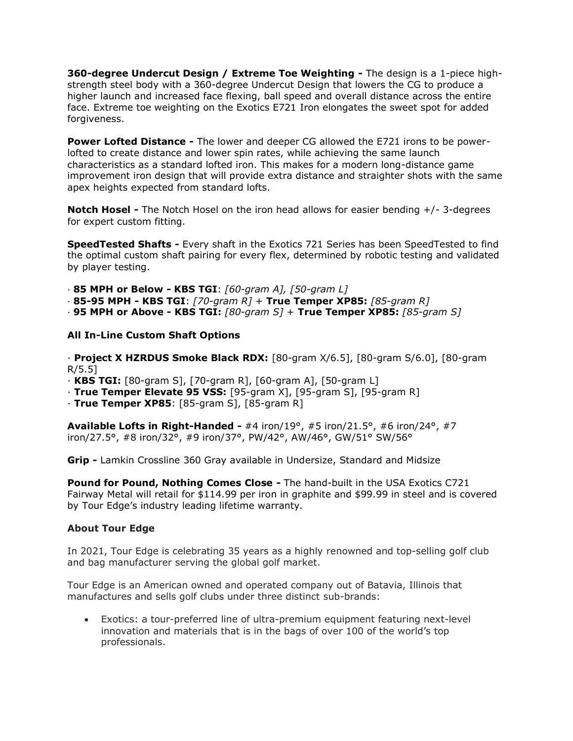**360-degree Undercut Design / Extreme Toe Weighting -** The design is a 1-piece high-strength steel body with a 360-degree Undercut Design that lowers the CG to produce a higher launch and increased face flexing, ball speed and overall distance across the entire face. Extreme toe weighting on the Exotics E721 Iron elongates the sweet spot for added forgiveness.

**Power Lofted Distance -** The lower and deeper CG allowed the E721 irons to be power-lofted to create distance and lower spin rates, while achieving the same launch characteristics as a standard lofted iron. This makes for a modern long-distance game improvement iron design that will provide extra distance and straighter shots with the same apex heights expected from standard lofts.

**Notch Hosel -** The Notch Hosel on the iron head allows for easier bending +/- 3-degrees for expert custom fitting.

**SpeedTested Shafts -** Every shaft in the Exotics 721 Series has been SpeedTested to find the optimal custom shaft pairing for every flex, determined by robotic testing and validated by player testing.

· **85 MPH or Below - KBS TGI**: *[60-gram A], [50-gram L]*
· **85-95 MPH - KBS TGI**: *[70-gram R]* + **True Temper XP85:** *[85-gram R]*
· **95 MPH or Above - KBS TGI:** *[80-gram S]* + **True Temper XP85:** *[85-gram S]*

**All In-Line Custom Shaft Options**

· **Project X HZRDUS Smoke Black RDX:** [80-gram X/6.5], [80-gram S/6.0], [80-gram R/5.5]
· **KBS TGI:** [80-gram S], [70-gram R], [60-gram A], [50-gram L]
· **True Temper Elevate 95 VSS:** [95-gram X], [95-gram S], [95-gram R]
· **True Temper XP85**: [85-gram S], [85-gram R]

**Available Lofts in Right-Handed -** #4 iron/19°, #5 iron/21.5°, #6 iron/24°, #7 iron/27.5°, #8 iron/32°, #9 iron/37°, PW/42°, AW/46°, GW/51° SW/56°

**Grip -** Lamkin Crossline 360 Gray available in Undersize, Standard and Midsize

**Pound for Pound, Nothing Comes Close -** The hand-built in the USA Exotics C721 Fairway Metal will retail for $114.99 per iron in graphite and $99.99 in steel and is covered by Tour Edge's industry leading lifetime warranty.

**About Tour Edge**

In 2021, Tour Edge is celebrating 35 years as a highly renowned and top-selling golf club and bag manufacturer serving the global golf market.

Tour Edge is an American owned and operated company out of Batavia, Illinois that manufactures and sells golf clubs under three distinct sub-brands:

- Exotics: a tour-preferred line of ultra-premium equipment featuring next-level innovation and materials that is in the bags of over 100 of the world's top professionals.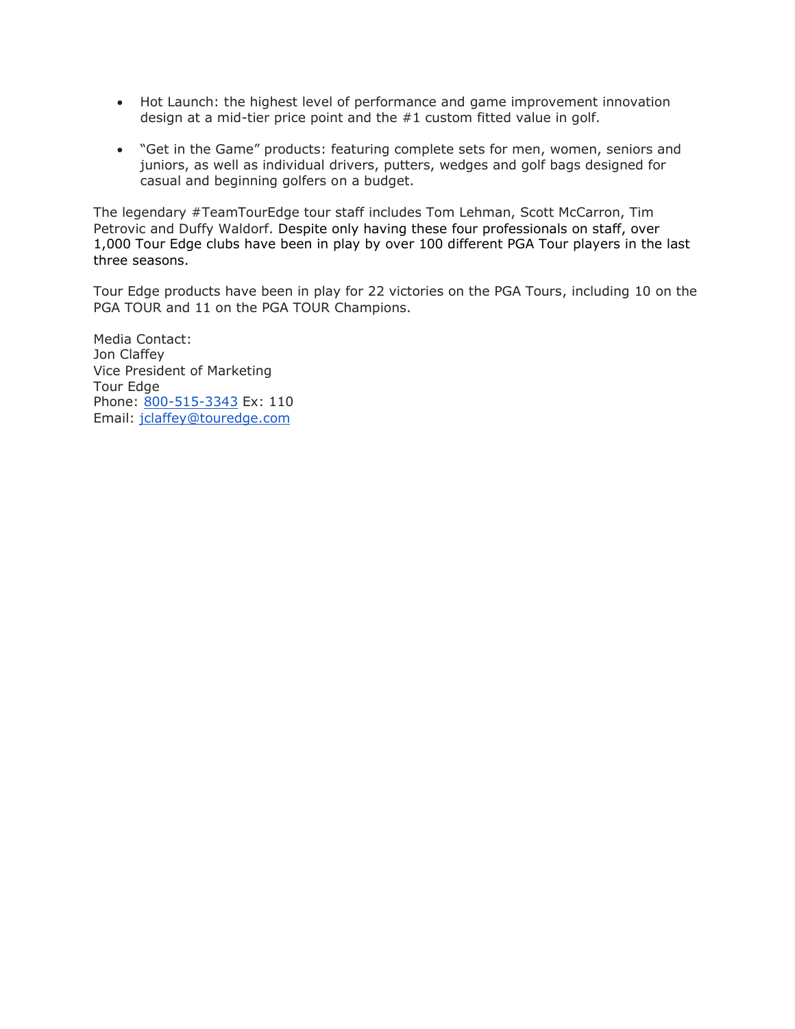- Hot Launch: the highest level of performance and game improvement innovation design at a mid-tier price point and the #1 custom fitted value in golf.

- "Get in the Game" products: featuring complete sets for men, women, seniors and juniors, as well as individual drivers, putters, wedges and golf bags designed for casual and beginning golfers on a budget.

The legendary #TeamTourEdge tour staff includes Tom Lehman, Scott McCarron, Tim Petrovic and Duffy Waldorf. Despite only having these four professionals on staff, over 1,000 Tour Edge clubs have been in play by over 100 different PGA Tour players in the last three seasons.

Tour Edge products have been in play for 22 victories on the PGA Tours, including 10 on the PGA TOUR and 11 on the PGA TOUR Champions.

Media Contact:
Jon Claffey
Vice President of Marketing
Tour Edge
Phone: 800-515-3343 Ex: 110
Email: jclaffey@touredge.com